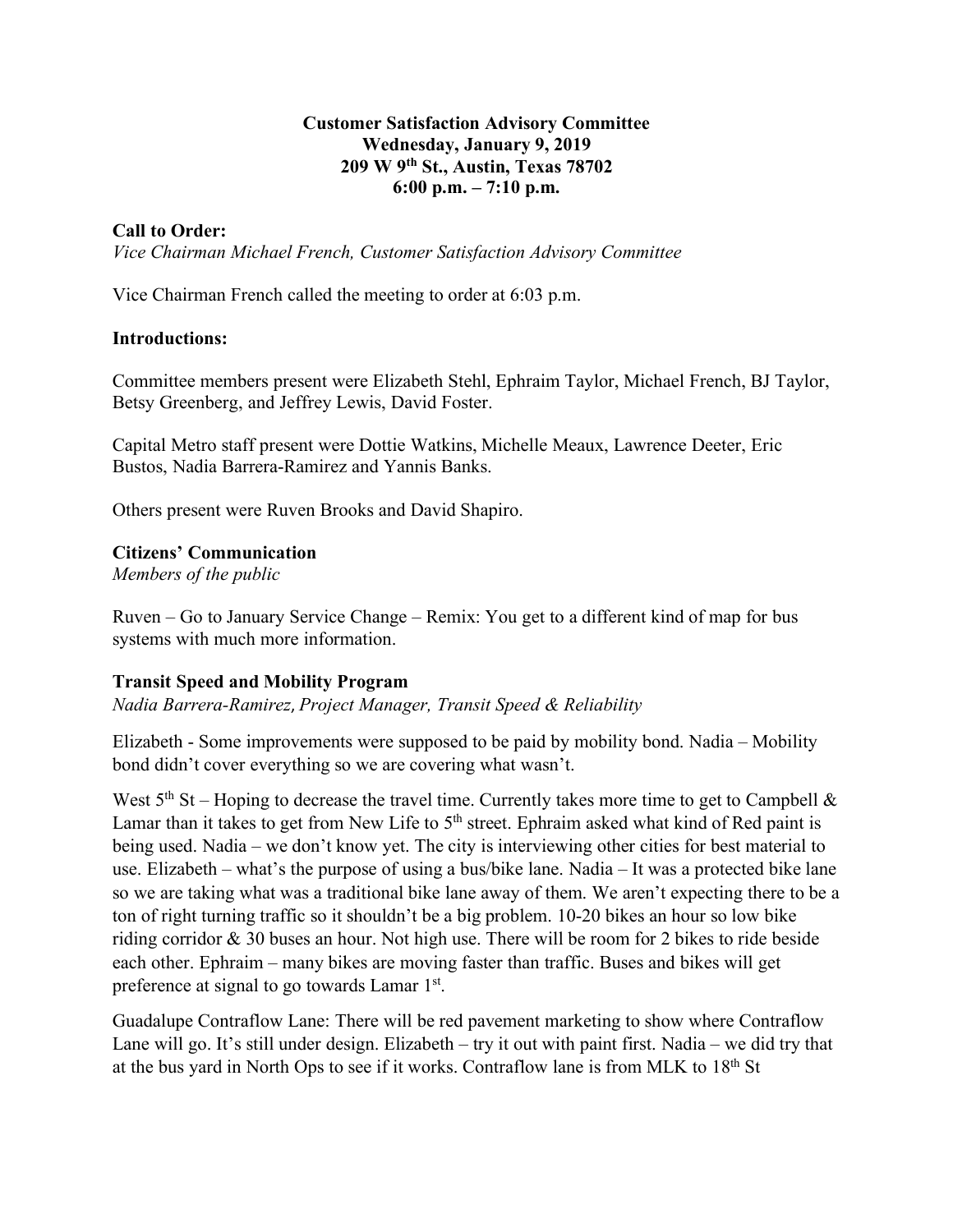**Customer Satisfaction Advisory Committee**
**Wednesday, January 9, 2019**
**209 W 9th St., Austin, Texas 78702**
**6:00 p.m. – 7:10 p.m.**

**Call to Order:**
*Vice Chairman Michael French, Customer Satisfaction Advisory Committee*

Vice Chairman French called the meeting to order at 6:03 p.m.

**Introductions:**

Committee members present were Elizabeth Stehl, Ephraim Taylor, Michael French, BJ Taylor, Betsy Greenberg, and Jeffrey Lewis, David Foster.

Capital Metro staff present were Dottie Watkins, Michelle Meaux, Lawrence Deeter, Eric Bustos, Nadia Barrera-Ramirez and Yannis Banks.

Others present were Ruven Brooks and David Shapiro.

**Citizens' Communication**
*Members of the public*

Ruven – Go to January Service Change – Remix: You get to a different kind of map for bus systems with much more information.

**Transit Speed and Mobility Program**
*Nadia Barrera-Ramirez, Project Manager, Transit Speed & Reliability*

Elizabeth - Some improvements were supposed to be paid by mobility bond. Nadia – Mobility bond didn't cover everything so we are covering what wasn't.

West 5th St – Hoping to decrease the travel time. Currently takes more time to get to Campbell & Lamar than it takes to get from New Life to 5th street. Ephraim asked what kind of Red paint is being used. Nadia – we don't know yet. The city is interviewing other cities for best material to use. Elizabeth – what's the purpose of using a bus/bike lane. Nadia – It was a protected bike lane so we are taking what was a traditional bike lane away of them. We aren't expecting there to be a ton of right turning traffic so it shouldn't be a big problem. 10-20 bikes an hour so low bike riding corridor & 30 buses an hour. Not high use. There will be room for 2 bikes to ride beside each other. Ephraim – many bikes are moving faster than traffic. Buses and bikes will get preference at signal to go towards Lamar 1st.

Guadalupe Contraflow Lane: There will be red pavement marketing to show where Contraflow Lane will go. It's still under design. Elizabeth – try it out with paint first. Nadia – we did try that at the bus yard in North Ops to see if it works. Contraflow lane is from MLK to 18th St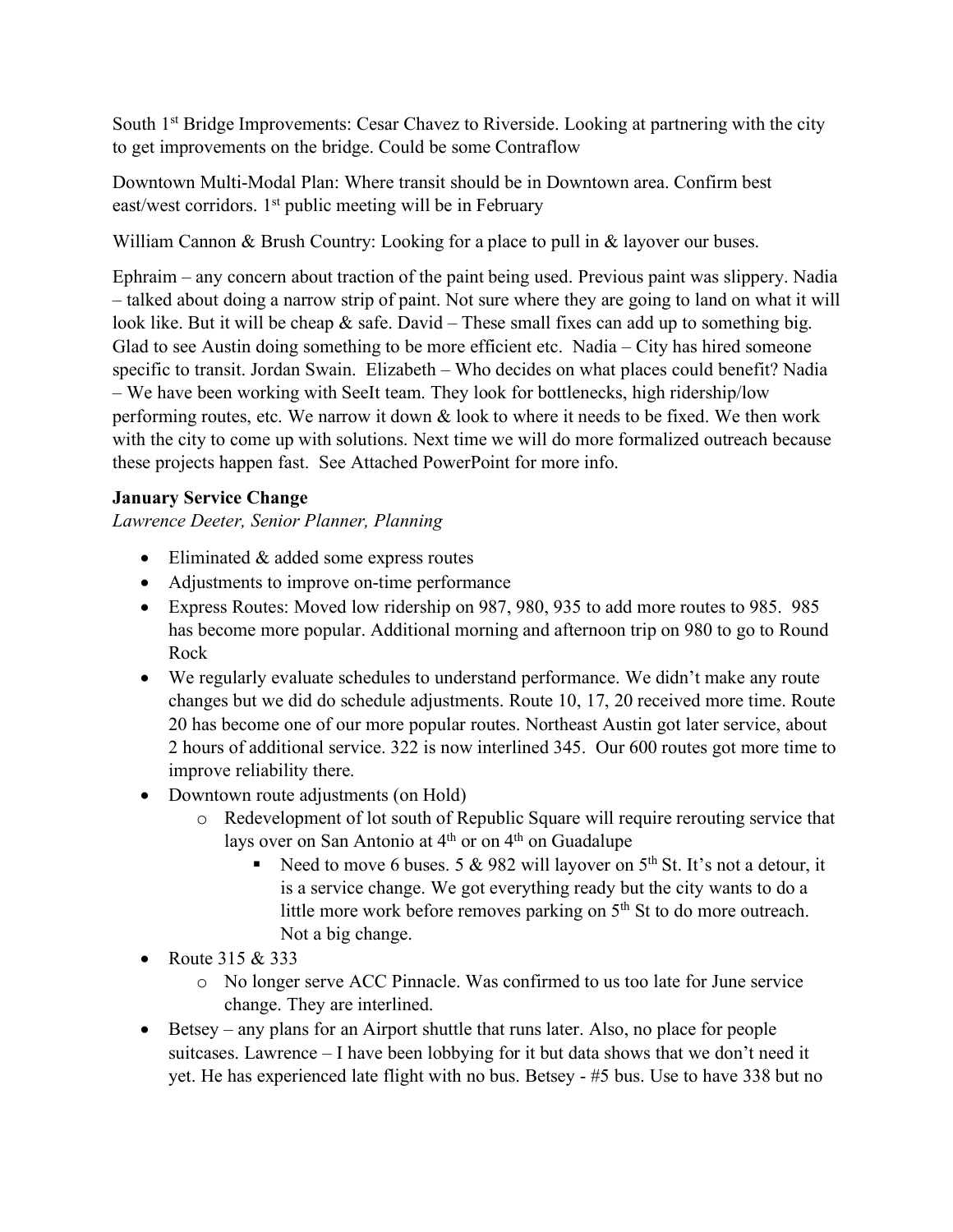South 1st Bridge Improvements: Cesar Chavez to Riverside. Looking at partnering with the city to get improvements on the bridge. Could be some Contraflow

Downtown Multi-Modal Plan: Where transit should be in Downtown area. Confirm best east/west corridors. 1st public meeting will be in February

William Cannon & Brush Country: Looking for a place to pull in & layover our buses.

Ephraim – any concern about traction of the paint being used. Previous paint was slippery. Nadia – talked about doing a narrow strip of paint. Not sure where they are going to land on what it will look like. But it will be cheap & safe. David – These small fixes can add up to something big. Glad to see Austin doing something to be more efficient etc. Nadia – City has hired someone specific to transit. Jordan Swain. Elizabeth – Who decides on what places could benefit? Nadia – We have been working with SeeIt team. They look for bottlenecks, high ridership/low performing routes, etc. We narrow it down & look to where it needs to be fixed. We then work with the city to come up with solutions. Next time we will do more formalized outreach because these projects happen fast. See Attached PowerPoint for more info.

**January Service Change**

*Lawrence Deeter, Senior Planner, Planning*

- Eliminated & added some express routes
- Adjustments to improve on-time performance
- Express Routes: Moved low ridership on 987, 980, 935 to add more routes to 985. 985 has become more popular. Additional morning and afternoon trip on 980 to go to Round Rock
- We regularly evaluate schedules to understand performance. We didn't make any route changes but we did do schedule adjustments. Route 10, 17, 20 received more time. Route 20 has become one of our more popular routes. Northeast Austin got later service, about 2 hours of additional service. 322 is now interlined 345. Our 600 routes got more time to improve reliability there.
- Downtown route adjustments (on Hold)
    - Redevelopment of lot south of Republic Square will require rerouting service that lays over on San Antonio at 4th or on 4th on Guadalupe
        - Need to move 6 buses. 5 & 982 will layover on 5th St. It's not a detour, it is a service change. We got everything ready but the city wants to do a little more work before removes parking on 5th St to do more outreach. Not a big change.
- Route 315 & 333
    - No longer serve ACC Pinnacle. Was confirmed to us too late for June service change. They are interlined.
- Betsey – any plans for an Airport shuttle that runs later. Also, no place for people suitcases. Lawrence – I have been lobbying for it but data shows that we don't need it yet. He has experienced late flight with no bus. Betsey - #5 bus. Use to have 338 but no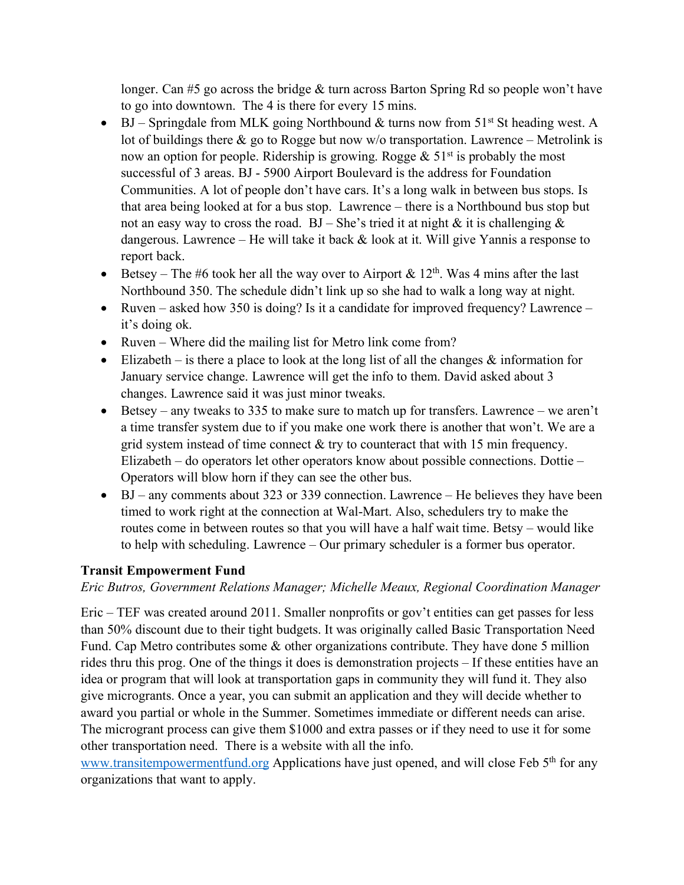longer. Can #5 go across the bridge & turn across Barton Spring Rd so people won't have to go into downtown. The 4 is there for every 15 mins.

- BJ – Springdale from MLK going Northbound & turns now from 51st St heading west. A lot of buildings there & go to Rogge but now w/o transportation. Lawrence – Metrolink is now an option for people. Ridership is growing. Rogge & 51st is probably the most successful of 3 areas. BJ - 5900 Airport Boulevard is the address for Foundation Communities. A lot of people don't have cars. It's a long walk in between bus stops. Is that area being looked at for a bus stop. Lawrence – there is a Northbound bus stop but not an easy way to cross the road. BJ – She's tried it at night & it is challenging & dangerous. Lawrence – He will take it back & look at it. Will give Yannis a response to report back.
- Betsey – The #6 took her all the way over to Airport & 12th. Was 4 mins after the last Northbound 350. The schedule didn't link up so she had to walk a long way at night.
- Ruven – asked how 350 is doing? Is it a candidate for improved frequency? Lawrence – it's doing ok.
- Ruven – Where did the mailing list for Metro link come from?
- Elizabeth – is there a place to look at the long list of all the changes & information for January service change. Lawrence will get the info to them. David asked about 3 changes. Lawrence said it was just minor tweaks.
- Betsey – any tweaks to 335 to make sure to match up for transfers. Lawrence – we aren't a time transfer system due to if you make one work there is another that won't. We are a grid system instead of time connect & try to counteract that with 15 min frequency. Elizabeth – do operators let other operators know about possible connections. Dottie – Operators will blow horn if they can see the other bus.
- BJ – any comments about 323 or 339 connection. Lawrence – He believes they have been timed to work right at the connection at Wal-Mart. Also, schedulers try to make the routes come in between routes so that you will have a half wait time. Betsy – would like to help with scheduling. Lawrence – Our primary scheduler is a former bus operator.

### Transit Empowerment Fund

*Eric Butros, Government Relations Manager; Michelle Meaux, Regional Coordination Manager*

Eric – TEF was created around 2011. Smaller nonprofits or gov't entities can get passes for less than 50% discount due to their tight budgets. It was originally called Basic Transportation Need Fund. Cap Metro contributes some & other organizations contribute. They have done 5 million rides thru this prog. One of the things it does is demonstration projects – If these entities have an idea or program that will look at transportation gaps in community they will fund it. They also give microgrants. Once a year, you can submit an application and they will decide whether to award you partial or whole in the Summer. Sometimes immediate or different needs can arise. The micrograant process can give them $1000 and extra passes or if they need to use it for some other transportation need. There is a website with all the info. www.transitempowermentfund.org Applications have just opened, and will close Feb 5th for any organizations that want to apply.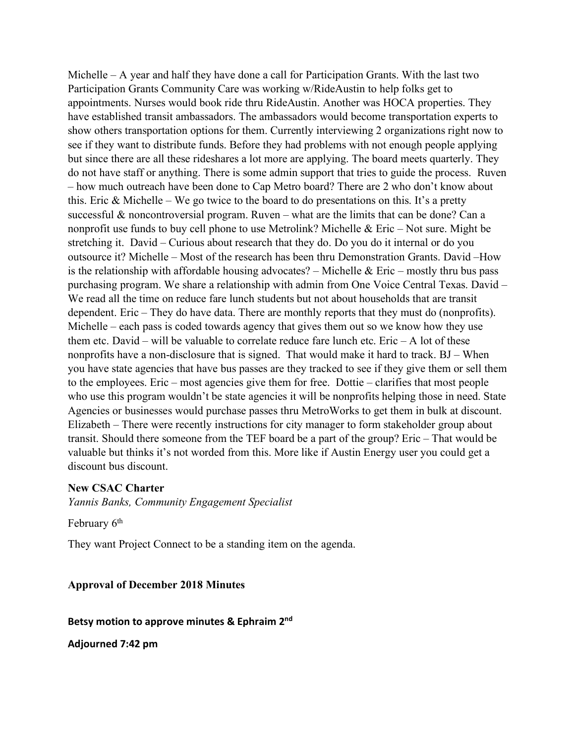Michelle – A year and half they have done a call for Participation Grants. With the last two Participation Grants Community Care was working w/RideAustin to help folks get to appointments. Nurses would book ride thru RideAustin. Another was HOCA properties. They have established transit ambassadors. The ambassadors would become transportation experts to show others transportation options for them. Currently interviewing 2 organizations right now to see if they want to distribute funds. Before they had problems with not enough people applying but since there are all these rideshares a lot more are applying. The board meets quarterly. They do not have staff or anything. There is some admin support that tries to guide the process. Ruven – how much outreach have been done to Cap Metro board? There are 2 who don't know about this. Eric & Michelle – We go twice to the board to do presentations on this. It's a pretty successful & noncontroversial program. Ruven – what are the limits that can be done? Can a nonprofit use funds to buy cell phone to use Metrolink? Michelle & Eric – Not sure. Might be stretching it. David – Curious about research that they do. Do you do it internal or do you outsource it? Michelle – Most of the research has been thru Demonstration Grants. David –How is the relationship with affordable housing advocates? – Michelle & Eric – mostly thru bus pass purchasing program. We share a relationship with admin from One Voice Central Texas. David – We read all the time on reduce fare lunch students but not about households that are transit dependent. Eric – They do have data. There are monthly reports that they must do (nonprofits). Michelle – each pass is coded towards agency that gives them out so we know how they use them etc. David – will be valuable to correlate reduce fare lunch etc. Eric – A lot of these nonprofits have a non-disclosure that is signed. That would make it hard to track. BJ – When you have state agencies that have bus passes are they tracked to see if they give them or sell them to the employees. Eric – most agencies give them for free. Dottie – clarifies that most people who use this program wouldn't be state agencies it will be nonprofits helping those in need. State Agencies or businesses would purchase passes thru MetroWorks to get them in bulk at discount. Elizabeth – There were recently instructions for city manager to form stakeholder group about transit. Should there someone from the TEF board be a part of the group? Eric – That would be valuable but thinks it's not worded from this. More like if Austin Energy user you could get a discount bus discount.

**New CSAC Charter**

*Yannis Banks, Community Engagement Specialist*

February 6th

They want Project Connect to be a standing item on the agenda.

**Approval of December 2018 Minutes**

**Betsy motion to approve minutes & Ephraim 2nd**

**Adjourned 7:42 pm**